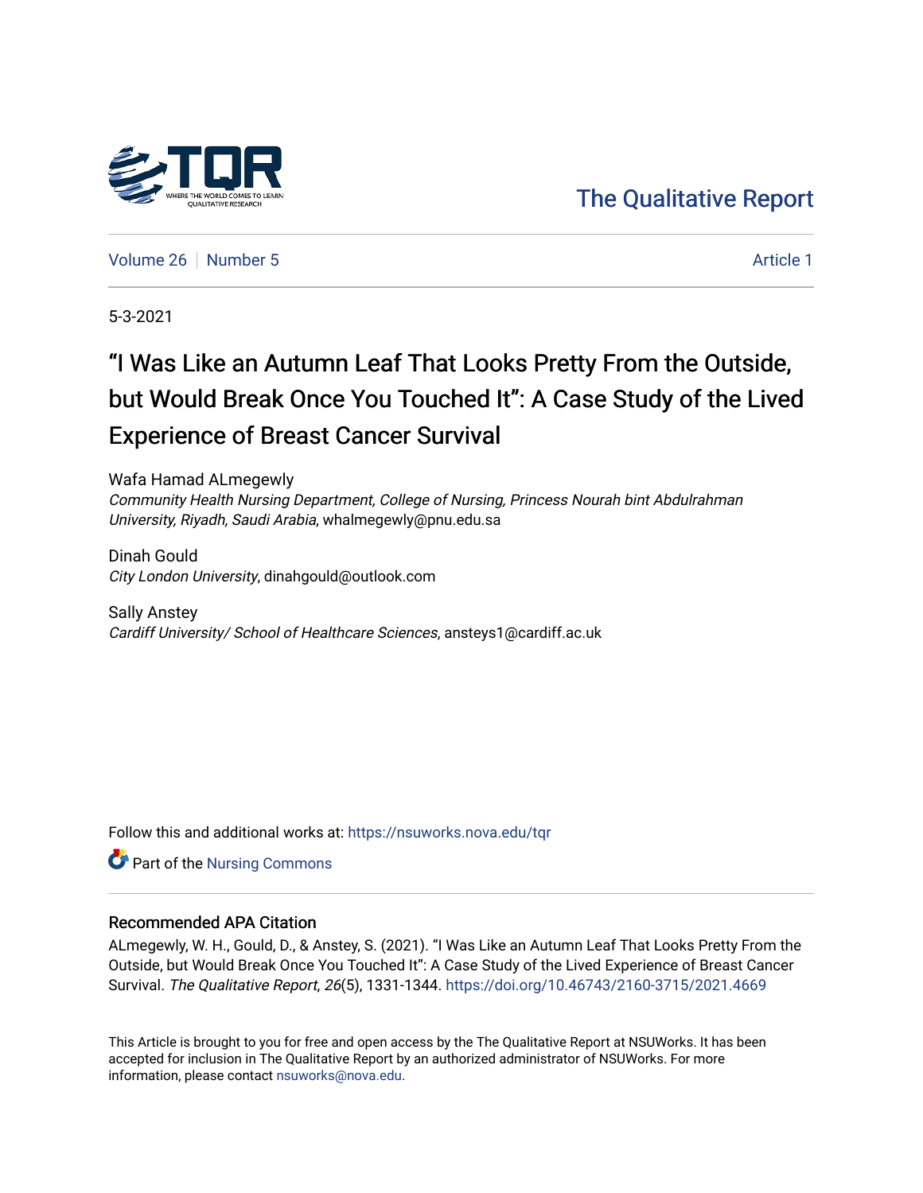The Qualitative Report

Volume 26 | Number 5 | Article 1

5-3-2021

# "I Was Like an Autumn Leaf That Looks Pretty From the Outside, but Would Break Once You Touched It": A Case Study of the Lived Experience of Breast Cancer Survival

Wafa Hamad ALmegewly
*Community Health Nursing Department, College of Nursing, Princess Nourah bint Abdulrahman University, Riyadh, Saudi Arabia*, whalmegewly@pnu.edu.sa

Dinah Gould
*City London University*, dinahgould@outlook.com

Sally Anstey
*Cardiff University/ School of Healthcare Sciences*, ansteys1@cardiff.ac.uk

Follow this and additional works at: https://nsuworks.nova.edu/tqr

Part of the Nursing Commons

## Recommended APA Citation

ALmegewly, W. H., Gould, D., & Anstey, S. (2021). "I Was Like an Autumn Leaf That Looks Pretty From the Outside, but Would Break Once You Touched It": A Case Study of the Lived Experience of Breast Cancer Survival. *The Qualitative Report*, *26*(5), 1331-1344. https://doi.org/10.46743/2160-3715/2021.4669

This Article is brought to you for free and open access by the The Qualitative Report at NSUWorks. It has been accepted for inclusion in The Qualitative Report by an authorized administrator of NSUWorks. For more information, please contact nsuworks@nova.edu.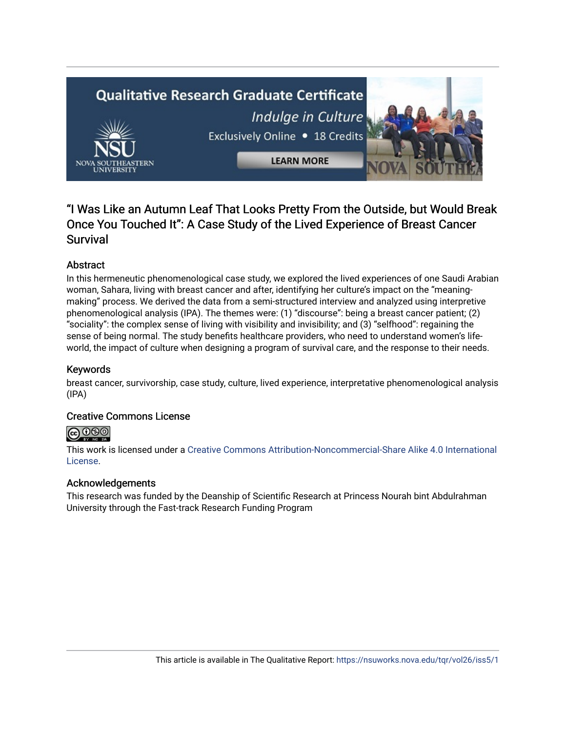# "I Was Like an Autumn Leaf That Looks Pretty From the Outside, but Would Break Once You Touched It": A Case Study of the Lived Experience of Breast Cancer Survival

## Abstract

In this hermeneutic phenomenological case study, we explored the lived experiences of one Saudi Arabian woman, Sahara, living with breast cancer and after, identifying her culture's impact on the "meaning-making" process. We derived the data from a semi-structured interview and analyzed using interpretive phenomenological analysis (IPA). The themes were: (1) "discourse": being a breast cancer patient; (2) "sociality": the complex sense of living with visibility and invisibility; and (3) "selfhood": regaining the sense of being normal. The study benefits healthcare providers, who need to understand women's life-world, the impact of culture when designing a program of survival care, and the response to their needs.

## Keywords

breast cancer, survivorship, case study, culture, lived experience, interpretative phenomenological analysis (IPA)

## Creative Commons License

This work is licensed under a Creative Commons Attribution-Noncommercial-Share Alike 4.0 International License.

## Acknowledgements

This research was funded by the Deanship of Scientific Research at Princess Nourah bint Abdulrahman University through the Fast-track Research Funding Program

This article is available in The Qualitative Report: https://nsuworks.nova.edu/tqr/vol26/iss5/1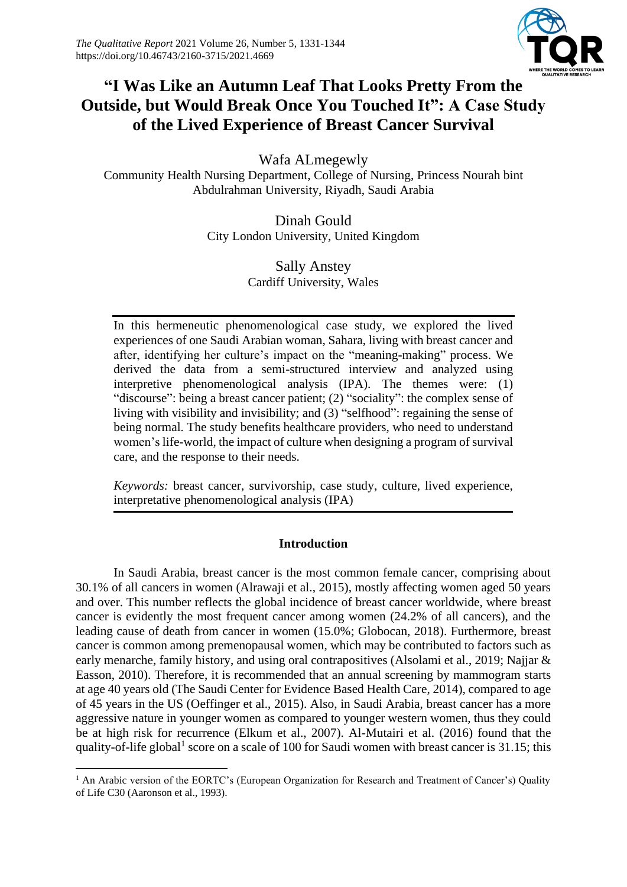# "I Was Like an Autumn Leaf That Looks Pretty From the Outside, but Would Break Once You Touched It": A Case Study of the Lived Experience of Breast Cancer Survival

Wafa ALmegewly
Community Health Nursing Department, College of Nursing, Princess Nourah bint Abdulrahman University, Riyadh, Saudi Arabia

Dinah Gould
City London University, United Kingdom

Sally Anstey
Cardiff University, Wales

In this hermeneutic phenomenological case study, we explored the lived experiences of one Saudi Arabian woman, Sahara, living with breast cancer and after, identifying her culture's impact on the "meaning-making" process. We derived the data from a semi-structured interview and analyzed using interpretive phenomenological analysis (IPA). The themes were: (1) "discourse": being a breast cancer patient; (2) "sociality": the complex sense of living with visibility and invisibility; and (3) "selfhood": regaining the sense of being normal. The study benefits healthcare providers, who need to understand women's life-world, the impact of culture when designing a program of survival care, and the response to their needs.

*Keywords:* breast cancer, survivorship, case study, culture, lived experience, interpretative phenomenological analysis (IPA)

## Introduction

In Saudi Arabia, breast cancer is the most common female cancer, comprising about 30.1% of all cancers in women (Alrawaji et al., 2015), mostly affecting women aged 50 years and over. This number reflects the global incidence of breast cancer worldwide, where breast cancer is evidently the most frequent cancer among women (24.2% of all cancers), and the leading cause of death from cancer in women (15.0%; Globocan, 2018). Furthermore, breast cancer is common among premenopausal women, which may be contributed to factors such as early menarche, family history, and using oral contrapositives (Alsolami et al., 2019; Najjar & Easson, 2010). Therefore, it is recommended that an annual screening by mammogram starts at age 40 years old (The Saudi Center for Evidence Based Health Care, 2014), compared to age of 45 years in the US (Oeffinger et al., 2015). Also, in Saudi Arabia, breast cancer has a more aggressive nature in younger women as compared to younger western women, thus they could be at high risk for recurrence (Elkum et al., 2007). Al-Mutairi et al. (2016) found that the quality-of-life global[1] score on a scale of 100 for Saudi women with breast cancer is 31.15; this

[1] An Arabic version of the EORTC's (European Organization for Research and Treatment of Cancer's) Quality of Life C30 (Aaronson et al., 1993).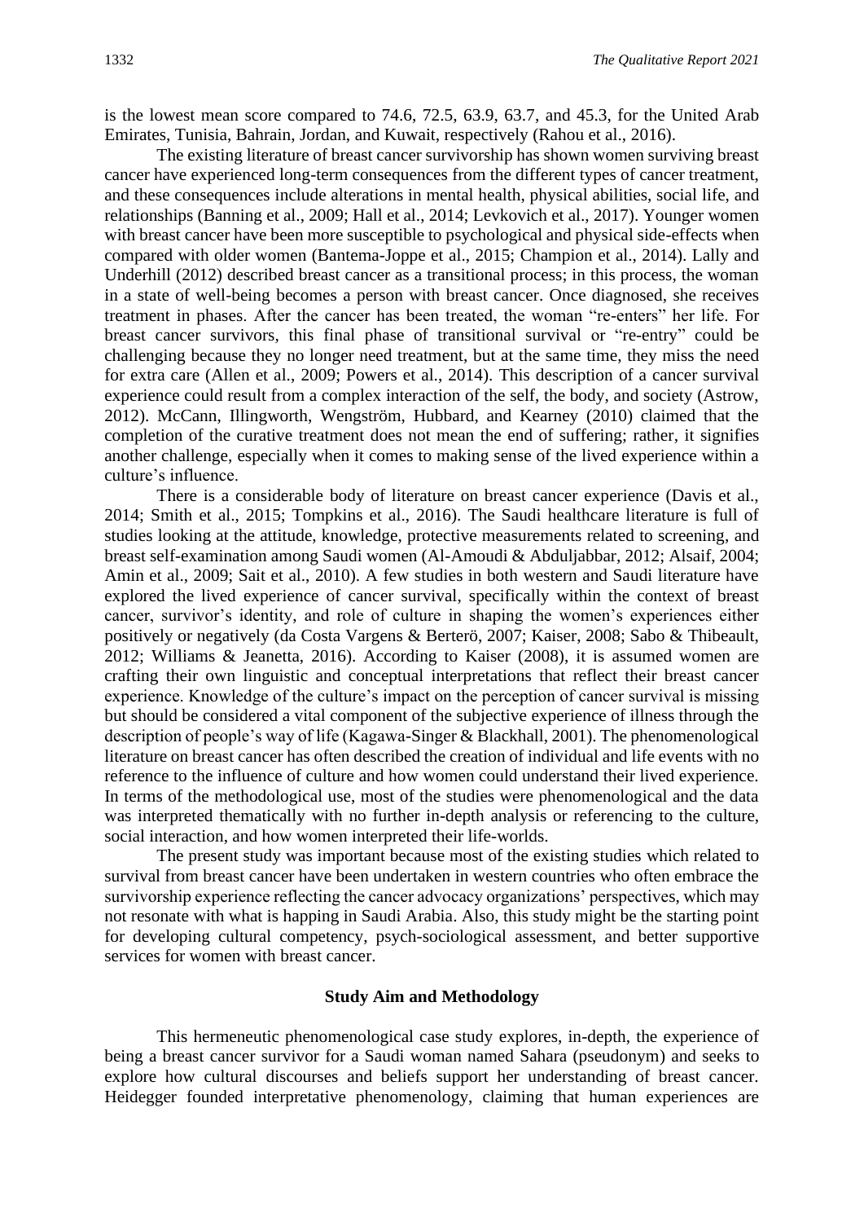is the lowest mean score compared to 74.6, 72.5, 63.9, 63.7, and 45.3, for the United Arab Emirates, Tunisia, Bahrain, Jordan, and Kuwait, respectively (Rahou et al., 2016).

The existing literature of breast cancer survivorship has shown women surviving breast cancer have experienced long-term consequences from the different types of cancer treatment, and these consequences include alterations in mental health, physical abilities, social life, and relationships (Banning et al., 2009; Hall et al., 2014; Levkovich et al., 2017). Younger women with breast cancer have been more susceptible to psychological and physical side-effects when compared with older women (Bantema-Joppe et al., 2015; Champion et al., 2014). Lally and Underhill (2012) described breast cancer as a transitional process; in this process, the woman in a state of well-being becomes a person with breast cancer. Once diagnosed, she receives treatment in phases. After the cancer has been treated, the woman "re-enters" her life. For breast cancer survivors, this final phase of transitional survival or "re-entry" could be challenging because they no longer need treatment, but at the same time, they miss the need for extra care (Allen et al., 2009; Powers et al., 2014). This description of a cancer survival experience could result from a complex interaction of the self, the body, and society (Astrow, 2012). McCann, Illingworth, Wengström, Hubbard, and Kearney (2010) claimed that the completion of the curative treatment does not mean the end of suffering; rather, it signifies another challenge, especially when it comes to making sense of the lived experience within a culture's influence.

There is a considerable body of literature on breast cancer experience (Davis et al., 2014; Smith et al., 2015; Tompkins et al., 2016). The Saudi healthcare literature is full of studies looking at the attitude, knowledge, protective measurements related to screening, and breast self-examination among Saudi women (Al-Amoudi & Abduljabbar, 2012; Alsaif, 2004; Amin et al., 2009; Sait et al., 2010). A few studies in both western and Saudi literature have explored the lived experience of cancer survival, specifically within the context of breast cancer, survivor's identity, and role of culture in shaping the women's experiences either positively or negatively (da Costa Vargens & Berterö, 2007; Kaiser, 2008; Sabo & Thibeault, 2012; Williams & Jeanetta, 2016). According to Kaiser (2008), it is assumed women are crafting their own linguistic and conceptual interpretations that reflect their breast cancer experience. Knowledge of the culture's impact on the perception of cancer survival is missing but should be considered a vital component of the subjective experience of illness through the description of people's way of life (Kagawa-Singer & Blackhall, 2001). The phenomenological literature on breast cancer has often described the creation of individual and life events with no reference to the influence of culture and how women could understand their lived experience. In terms of the methodological use, most of the studies were phenomenological and the data was interpreted thematically with no further in-depth analysis or referencing to the culture, social interaction, and how women interpreted their life-worlds.

The present study was important because most of the existing studies which related to survival from breast cancer have been undertaken in western countries who often embrace the survivorship experience reflecting the cancer advocacy organizations' perspectives, which may not resonate with what is happing in Saudi Arabia. Also, this study might be the starting point for developing cultural competency, psych-sociological assessment, and better supportive services for women with breast cancer.

## Study Aim and Methodology

This hermeneutic phenomenological case study explores, in-depth, the experience of being a breast cancer survivor for a Saudi woman named Sahara (pseudonym) and seeks to explore how cultural discourses and beliefs support her understanding of breast cancer. Heidegger founded interpretative phenomenology, claiming that human experiences are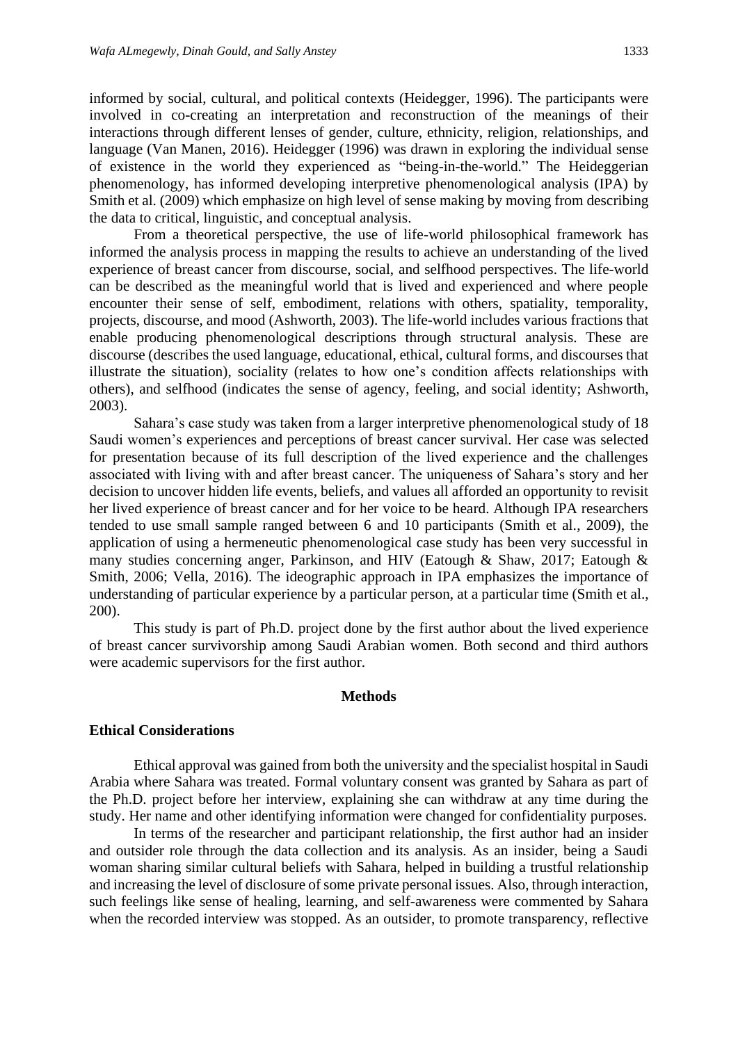informed by social, cultural, and political contexts (Heidegger, 1996). The participants were involved in co-creating an interpretation and reconstruction of the meanings of their interactions through different lenses of gender, culture, ethnicity, religion, relationships, and language (Van Manen, 2016). Heidegger (1996) was drawn in exploring the individual sense of existence in the world they experienced as "being-in-the-world." The Heideggerian phenomenology, has informed developing interpretive phenomenological analysis (IPA) by Smith et al. (2009) which emphasize on high level of sense making by moving from describing the data to critical, linguistic, and conceptual analysis.

From a theoretical perspective, the use of life-world philosophical framework has informed the analysis process in mapping the results to achieve an understanding of the lived experience of breast cancer from discourse, social, and selfhood perspectives. The life-world can be described as the meaningful world that is lived and experienced and where people encounter their sense of self, embodiment, relations with others, spatiality, temporality, projects, discourse, and mood (Ashworth, 2003). The life-world includes various fractions that enable producing phenomenological descriptions through structural analysis. These are discourse (describes the used language, educational, ethical, cultural forms, and discourses that illustrate the situation), sociality (relates to how one's condition affects relationships with others), and selfhood (indicates the sense of agency, feeling, and social identity; Ashworth, 2003).

Sahara's case study was taken from a larger interpretive phenomenological study of 18 Saudi women's experiences and perceptions of breast cancer survival. Her case was selected for presentation because of its full description of the lived experience and the challenges associated with living with and after breast cancer. The uniqueness of Sahara's story and her decision to uncover hidden life events, beliefs, and values all afforded an opportunity to revisit her lived experience of breast cancer and for her voice to be heard. Although IPA researchers tended to use small sample ranged between 6 and 10 participants (Smith et al., 2009), the application of using a hermeneutic phenomenological case study has been very successful in many studies concerning anger, Parkinson, and HIV (Eatough & Shaw, 2017; Eatough & Smith, 2006; Vella, 2016). The ideographic approach in IPA emphasizes the importance of understanding of particular experience by a particular person, at a particular time (Smith et al., 200).

This study is part of Ph.D. project done by the first author about the lived experience of breast cancer survivorship among Saudi Arabian women. Both second and third authors were academic supervisors for the first author.

## Methods

### Ethical Considerations

Ethical approval was gained from both the university and the specialist hospital in Saudi Arabia where Sahara was treated. Formal voluntary consent was granted by Sahara as part of the Ph.D. project before her interview, explaining she can withdraw at any time during the study. Her name and other identifying information were changed for confidentiality purposes.

In terms of the researcher and participant relationship, the first author had an insider and outsider role through the data collection and its analysis. As an insider, being a Saudi woman sharing similar cultural beliefs with Sahara, helped in building a trustful relationship and increasing the level of disclosure of some private personal issues. Also, through interaction, such feelings like sense of healing, learning, and self-awareness were commented by Sahara when the recorded interview was stopped. As an outsider, to promote transparency, reflective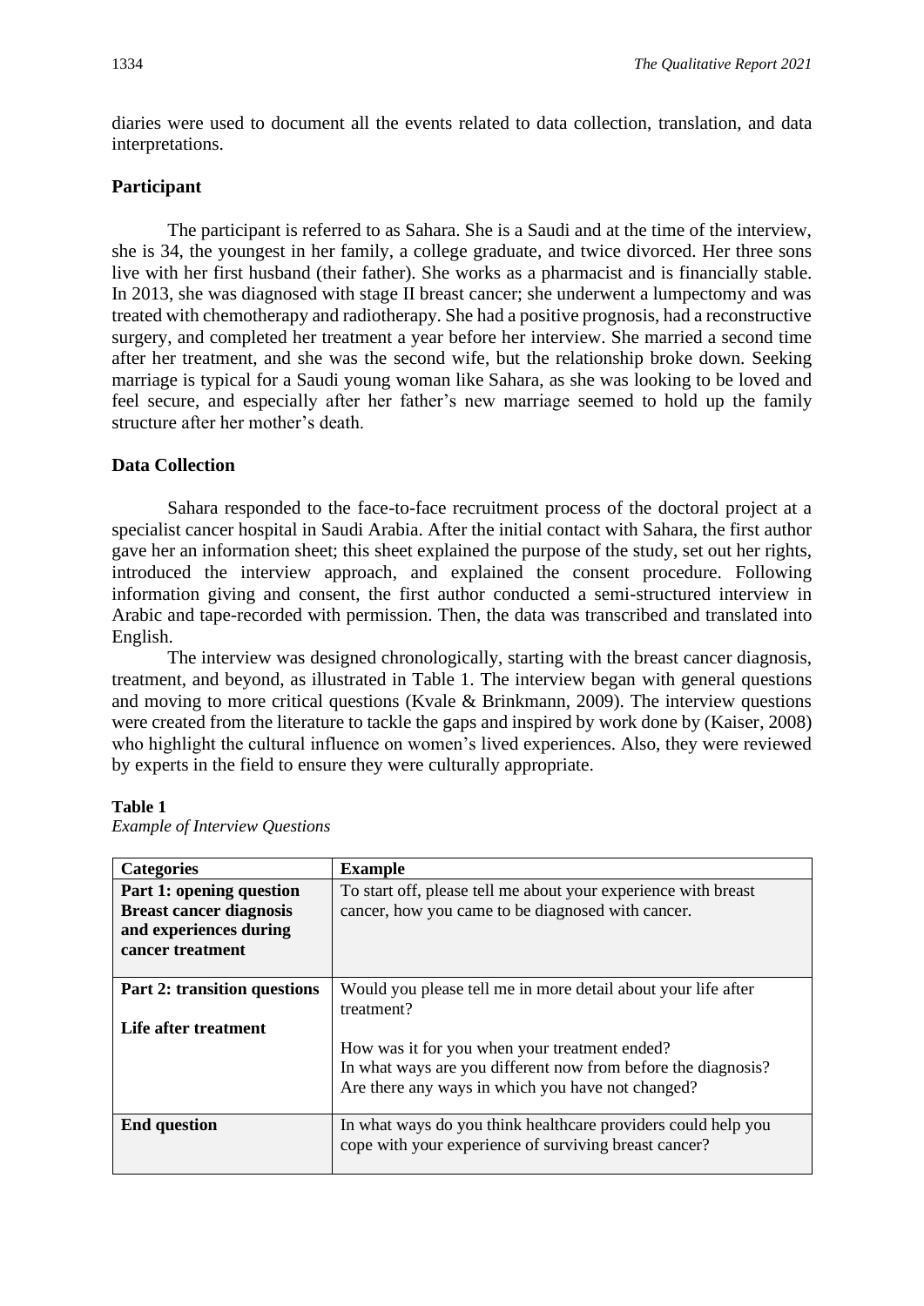diaries were used to document all the events related to data collection, translation, and data interpretations.

### Participant

The participant is referred to as Sahara. She is a Saudi and at the time of the interview, she is 34, the youngest in her family, a college graduate, and twice divorced. Her three sons live with her first husband (their father). She works as a pharmacist and is financially stable. In 2013, she was diagnosed with stage II breast cancer; she underwent a lumpectomy and was treated with chemotherapy and radiotherapy. She had a positive prognosis, had a reconstructive surgery, and completed her treatment a year before her interview. She married a second time after her treatment, and she was the second wife, but the relationship broke down. Seeking marriage is typical for a Saudi young woman like Sahara, as she was looking to be loved and feel secure, and especially after her father's new marriage seemed to hold up the family structure after her mother's death.

### Data Collection

Sahara responded to the face-to-face recruitment process of the doctoral project at a specialist cancer hospital in Saudi Arabia. After the initial contact with Sahara, the first author gave her an information sheet; this sheet explained the purpose of the study, set out her rights, introduced the interview approach, and explained the consent procedure. Following information giving and consent, the first author conducted a semi-structured interview in Arabic and tape-recorded with permission. Then, the data was transcribed and translated into English.

The interview was designed chronologically, starting with the breast cancer diagnosis, treatment, and beyond, as illustrated in Table 1. The interview began with general questions and moving to more critical questions (Kvale & Brinkmann, 2009). The interview questions were created from the literature to tackle the gaps and inspired by work done by (Kaiser, 2008) who highlight the cultural influence on women's lived experiences. Also, they were reviewed by experts in the field to ensure they were culturally appropriate.

**Table 1**
*Example of Interview Questions*

| Categories | Example |
|---|---|
| **Part 1: opening question** **Breast cancer diagnosis and experiences during cancer treatment** | To start off, please tell me about your experience with breast cancer, how you came to be diagnosed with cancer. |
| **Part 2: transition questions** **Life after treatment** | Would you please tell me in more detail about your life after treatment? How was it for you when your treatment ended? In what ways are you different now from before the diagnosis? Are there any ways in which you have not changed? |
| **End question** | In what ways do you think healthcare providers could help you cope with your experience of surviving breast cancer? |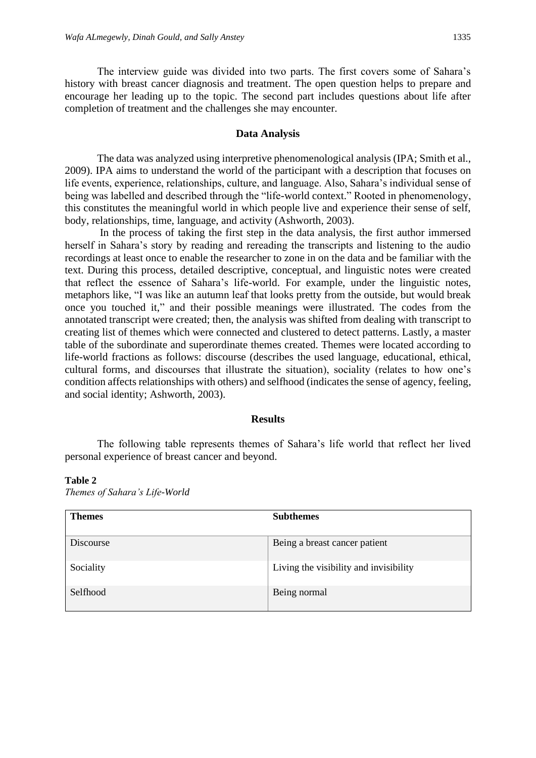The interview guide was divided into two parts. The first covers some of Sahara's history with breast cancer diagnosis and treatment. The open question helps to prepare and encourage her leading up to the topic. The second part includes questions about life after completion of treatment and the challenges she may encounter.

## Data Analysis

The data was analyzed using interpretive phenomenological analysis (IPA; Smith et al., 2009). IPA aims to understand the world of the participant with a description that focuses on life events, experience, relationships, culture, and language. Also, Sahara's individual sense of being was labelled and described through the "life-world context." Rooted in phenomenology, this constitutes the meaningful world in which people live and experience their sense of self, body, relationships, time, language, and activity (Ashworth, 2003).

In the process of taking the first step in the data analysis, the first author immersed herself in Sahara's story by reading and rereading the transcripts and listening to the audio recordings at least once to enable the researcher to zone in on the data and be familiar with the text. During this process, detailed descriptive, conceptual, and linguistic notes were created that reflect the essence of Sahara's life-world. For example, under the linguistic notes, metaphors like, "I was like an autumn leaf that looks pretty from the outside, but would break once you touched it," and their possible meanings were illustrated. The codes from the annotated transcript were created; then, the analysis was shifted from dealing with transcript to creating list of themes which were connected and clustered to detect patterns. Lastly, a master table of the subordinate and superordinate themes created. Themes were located according to life-world fractions as follows: discourse (describes the used language, educational, ethical, cultural forms, and discourses that illustrate the situation), sociality (relates to how one's condition affects relationships with others) and selfhood (indicates the sense of agency, feeling, and social identity; Ashworth, 2003).

## Results

The following table represents themes of Sahara's life world that reflect her lived personal experience of breast cancer and beyond.

**Table 2**
*Themes of Sahara's Life-World*

| Themes | Subthemes |
|---|---|
| Discourse | Being a breast cancer patient |
| Sociality | Living the visibility and invisibility |
| Selfhood | Being normal |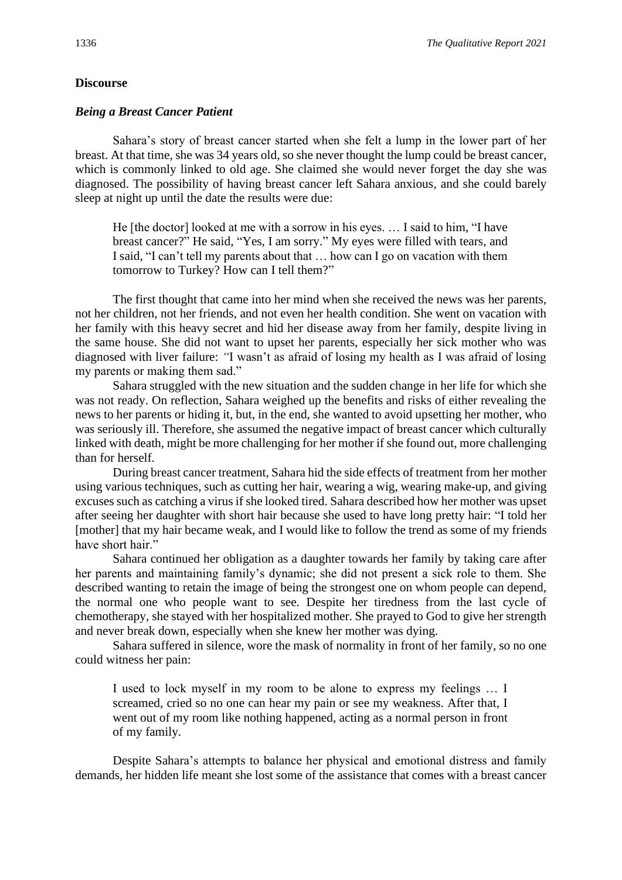## Discourse

### *Being a Breast Cancer Patient*

Sahara's story of breast cancer started when she felt a lump in the lower part of her breast. At that time, she was 34 years old, so she never thought the lump could be breast cancer, which is commonly linked to old age. She claimed she would never forget the day she was diagnosed. The possibility of having breast cancer left Sahara anxious, and she could barely sleep at night up until the date the results were due:

> He [the doctor] looked at me with a sorrow in his eyes. … I said to him, "I have breast cancer?" He said, "Yes, I am sorry." My eyes were filled with tears, and I said, "I can't tell my parents about that … how can I go on vacation with them tomorrow to Turkey? How can I tell them?"

The first thought that came into her mind when she received the news was her parents, not her children, not her friends, and not even her health condition. She went on vacation with her family with this heavy secret and hid her disease away from her family, despite living in the same house. She did not want to upset her parents, especially her sick mother who was diagnosed with liver failure: *"*I wasn't as afraid of losing my health as I was afraid of losing my parents or making them sad."

Sahara struggled with the new situation and the sudden change in her life for which she was not ready. On reflection, Sahara weighed up the benefits and risks of either revealing the news to her parents or hiding it, but, in the end, she wanted to avoid upsetting her mother, who was seriously ill. Therefore, she assumed the negative impact of breast cancer which culturally linked with death, might be more challenging for her mother if she found out, more challenging than for herself.

During breast cancer treatment, Sahara hid the side effects of treatment from her mother using various techniques, such as cutting her hair, wearing a wig, wearing make-up, and giving excuses such as catching a virus if she looked tired. Sahara described how her mother was upset after seeing her daughter with short hair because she used to have long pretty hair: "I told her [mother] that my hair became weak, and I would like to follow the trend as some of my friends have short hair."

Sahara continued her obligation as a daughter towards her family by taking care after her parents and maintaining family's dynamic; she did not present a sick role to them. She described wanting to retain the image of being the strongest one on whom people can depend, the normal one who people want to see. Despite her tiredness from the last cycle of chemotherapy, she stayed with her hospitalized mother. She prayed to God to give her strength and never break down, especially when she knew her mother was dying.

Sahara suffered in silence, wore the mask of normality in front of her family, so no one could witness her pain:

> I used to lock myself in my room to be alone to express my feelings … I screamed, cried so no one can hear my pain or see my weakness. After that, I went out of my room like nothing happened, acting as a normal person in front of my family.

Despite Sahara's attempts to balance her physical and emotional distress and family demands, her hidden life meant she lost some of the assistance that comes with a breast cancer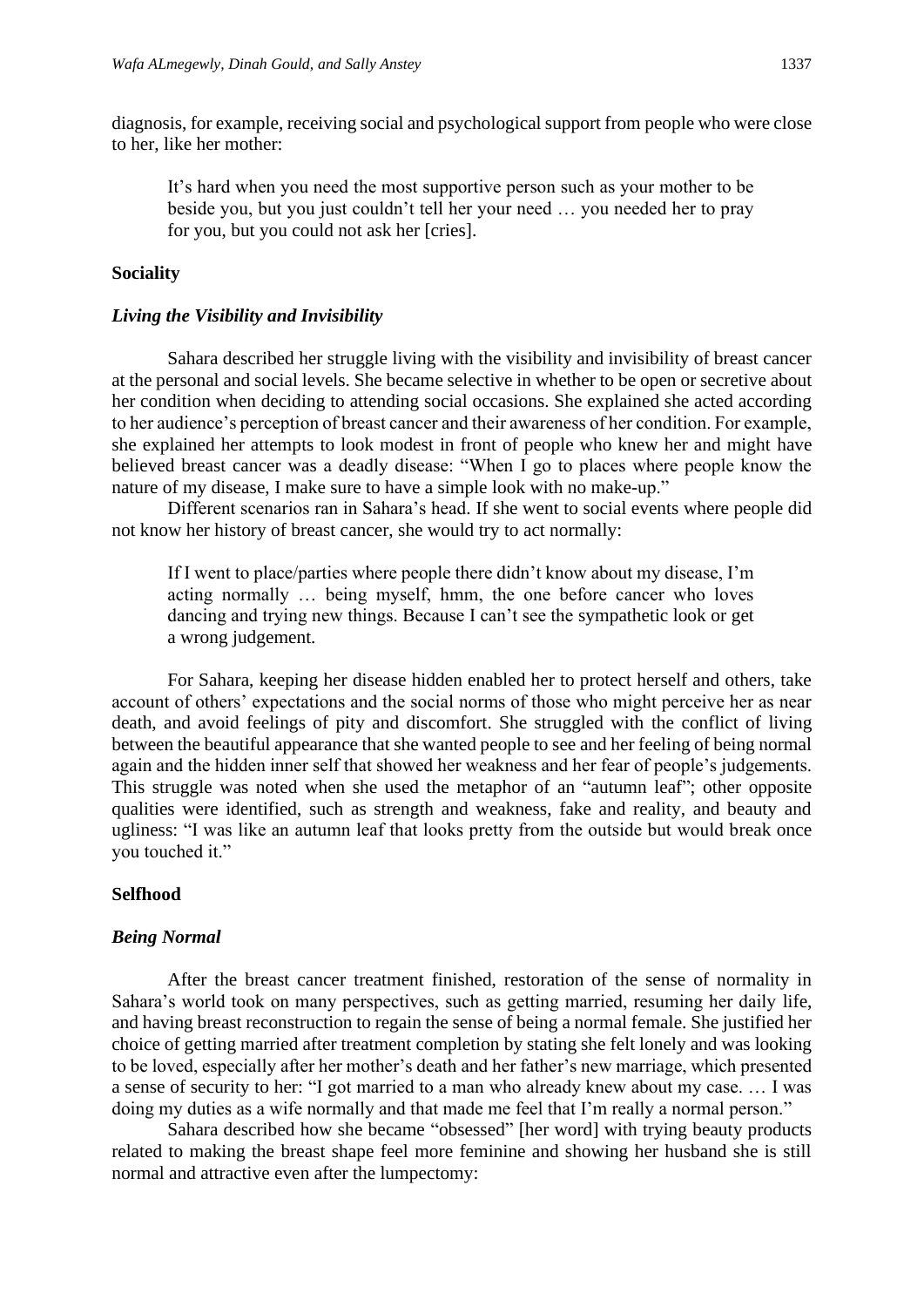diagnosis, for example, receiving social and psychological support from people who were close to her, like her mother:

> It's hard when you need the most supportive person such as your mother to be beside you, but you just couldn't tell her your need … you needed her to pray for you, but you could not ask her [cries].

## Sociality

### *Living the Visibility and Invisibility*

Sahara described her struggle living with the visibility and invisibility of breast cancer at the personal and social levels. She became selective in whether to be open or secretive about her condition when deciding to attending social occasions. She explained she acted according to her audience's perception of breast cancer and their awareness of her condition. For example, she explained her attempts to look modest in front of people who knew her and might have believed breast cancer was a deadly disease: "When I go to places where people know the nature of my disease, I make sure to have a simple look with no make-up."

Different scenarios ran in Sahara's head. If she went to social events where people did not know her history of breast cancer, she would try to act normally:

> If I went to place/parties where people there didn't know about my disease, I'm acting normally … being myself, hmm, the one before cancer who loves dancing and trying new things. Because I can't see the sympathetic look or get a wrong judgement.

For Sahara, keeping her disease hidden enabled her to protect herself and others, take account of others' expectations and the social norms of those who might perceive her as near death, and avoid feelings of pity and discomfort. She struggled with the conflict of living between the beautiful appearance that she wanted people to see and her feeling of being normal again and the hidden inner self that showed her weakness and her fear of people's judgements. This struggle was noted when she used the metaphor of an "autumn leaf"; other opposite qualities were identified, such as strength and weakness, fake and reality, and beauty and ugliness: "I was like an autumn leaf that looks pretty from the outside but would break once you touched it."

## Selfhood

### *Being Normal*

After the breast cancer treatment finished, restoration of the sense of normality in Sahara's world took on many perspectives, such as getting married, resuming her daily life, and having breast reconstruction to regain the sense of being a normal female. She justified her choice of getting married after treatment completion by stating she felt lonely and was looking to be loved, especially after her mother's death and her father's new marriage, which presented a sense of security to her: "I got married to a man who already knew about my case. … I was doing my duties as a wife normally and that made me feel that I'm really a normal person."

Sahara described how she became "obsessed" [her word] with trying beauty products related to making the breast shape feel more feminine and showing her husband she is still normal and attractive even after the lumpectomy: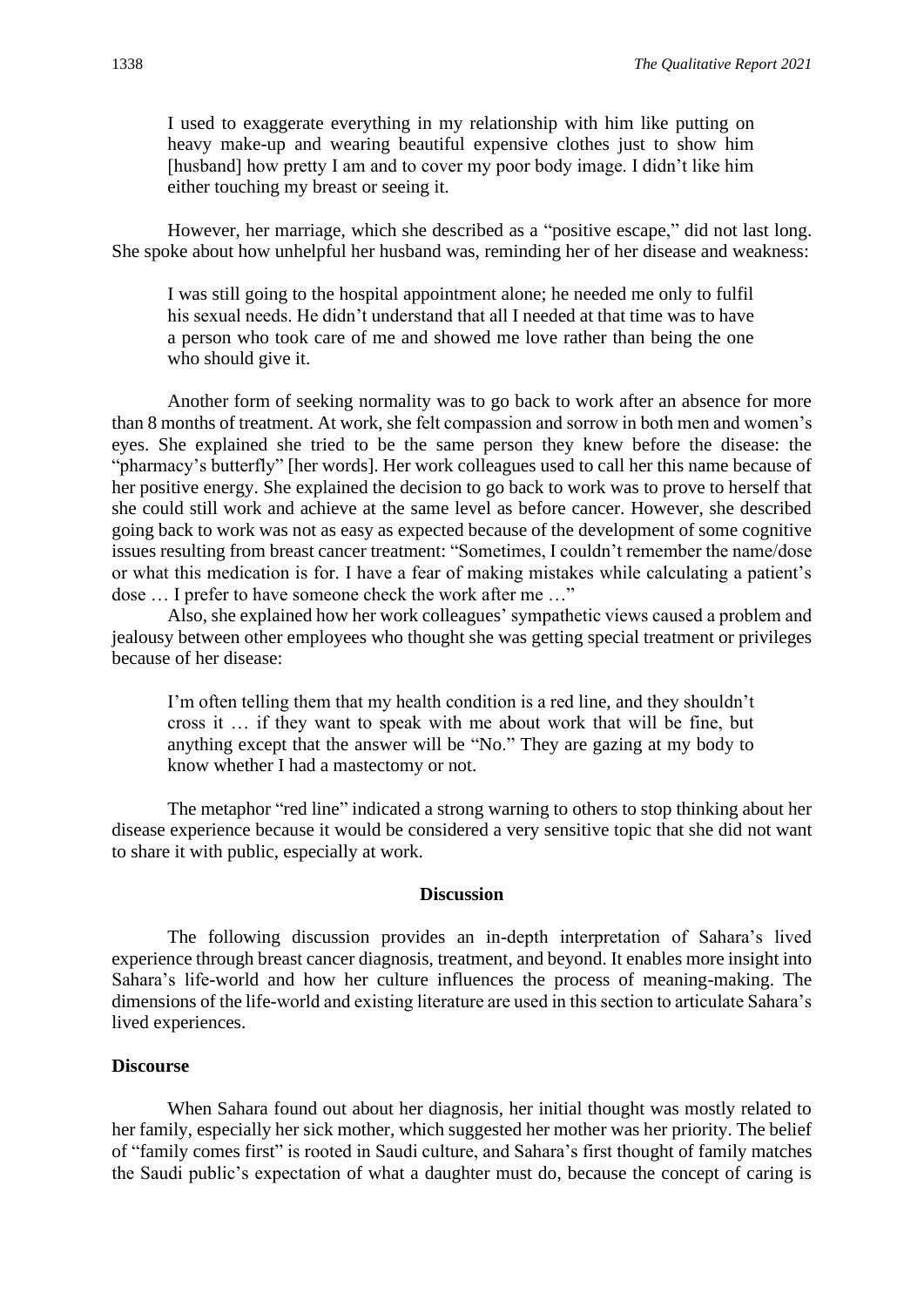> I used to exaggerate everything in my relationship with him like putting on heavy make-up and wearing beautiful expensive clothes just to show him [husband] how pretty I am and to cover my poor body image. I didn't like him either touching my breast or seeing it.

However, her marriage, which she described as a "positive escape," did not last long. She spoke about how unhelpful her husband was, reminding her of her disease and weakness:

> I was still going to the hospital appointment alone; he needed me only to fulfil his sexual needs. He didn't understand that all I needed at that time was to have a person who took care of me and showed me love rather than being the one who should give it.

Another form of seeking normality was to go back to work after an absence for more than 8 months of treatment. At work, she felt compassion and sorrow in both men and women's eyes. She explained she tried to be the same person they knew before the disease: the "pharmacy's butterfly" [her words]. Her work colleagues used to call her this name because of her positive energy. She explained the decision to go back to work was to prove to herself that she could still work and achieve at the same level as before cancer. However, she described going back to work was not as easy as expected because of the development of some cognitive issues resulting from breast cancer treatment: "Sometimes, I couldn't remember the name/dose or what this medication is for. I have a fear of making mistakes while calculating a patient's dose … I prefer to have someone check the work after me …"

Also, she explained how her work colleagues' sympathetic views caused a problem and jealousy between other employees who thought she was getting special treatment or privileges because of her disease:

> I'm often telling them that my health condition is a red line, and they shouldn't cross it … if they want to speak with me about work that will be fine, but anything except that the answer will be "No." They are gazing at my body to know whether I had a mastectomy or not.

The metaphor "red line" indicated a strong warning to others to stop thinking about her disease experience because it would be considered a very sensitive topic that she did not want to share it with public, especially at work.

## Discussion

The following discussion provides an in-depth interpretation of Sahara's lived experience through breast cancer diagnosis, treatment, and beyond. It enables more insight into Sahara's life-world and how her culture influences the process of meaning-making. The dimensions of the life-world and existing literature are used in this section to articulate Sahara's lived experiences.

### Discourse

When Sahara found out about her diagnosis, her initial thought was mostly related to her family, especially her sick mother, which suggested her mother was her priority. The belief of "family comes first" is rooted in Saudi culture, and Sahara's first thought of family matches the Saudi public's expectation of what a daughter must do, because the concept of caring is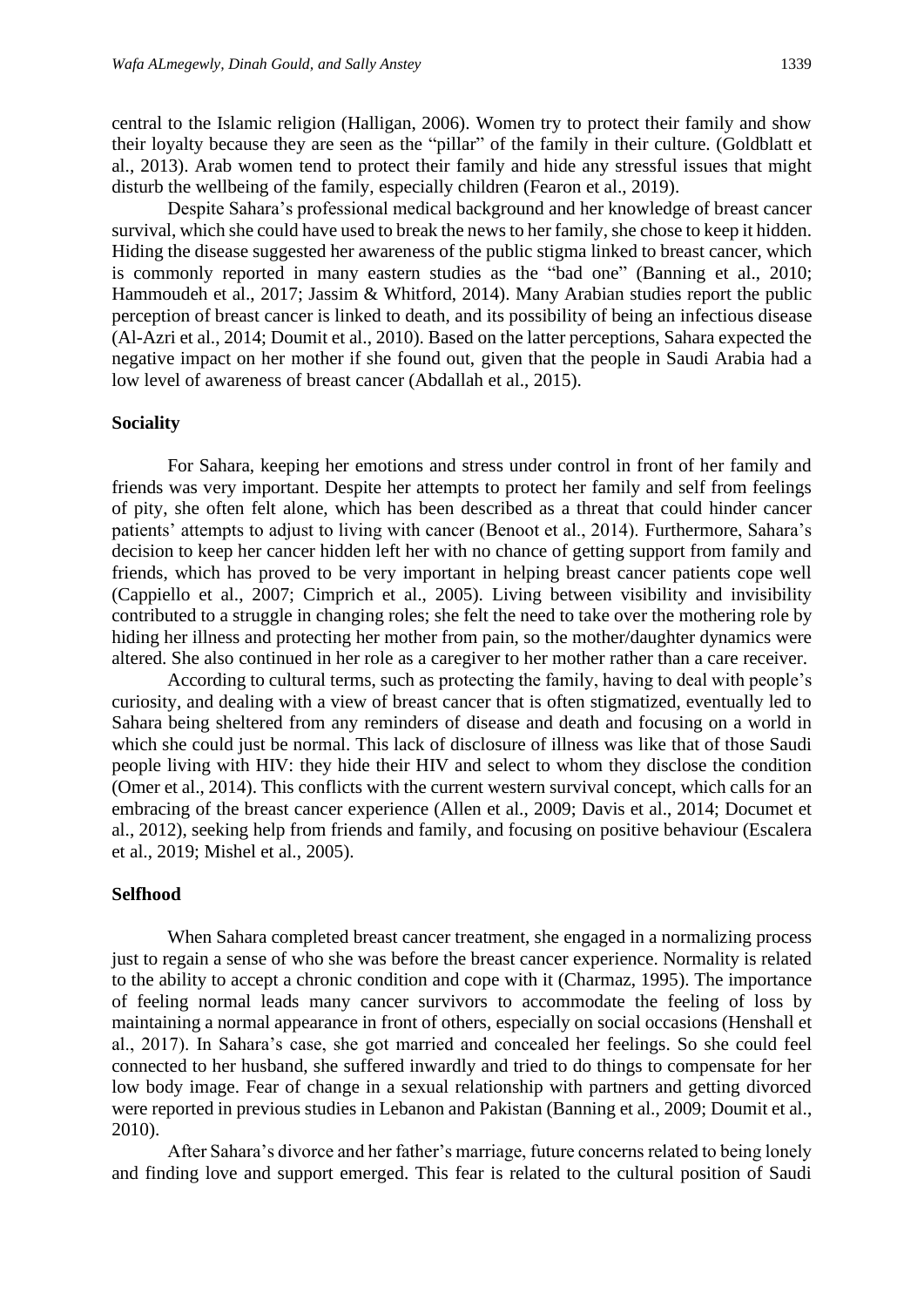central to the Islamic religion (Halligan, 2006). Women try to protect their family and show their loyalty because they are seen as the "pillar" of the family in their culture. (Goldblatt et al., 2013). Arab women tend to protect their family and hide any stressful issues that might disturb the wellbeing of the family, especially children (Fearon et al., 2019).

Despite Sahara's professional medical background and her knowledge of breast cancer survival, which she could have used to break the news to her family, she chose to keep it hidden. Hiding the disease suggested her awareness of the public stigma linked to breast cancer, which is commonly reported in many eastern studies as the "bad one" (Banning et al., 2010; Hammoudeh et al., 2017; Jassim & Whitford, 2014). Many Arabian studies report the public perception of breast cancer is linked to death, and its possibility of being an infectious disease (Al-Azri et al., 2014; Doumit et al., 2010). Based on the latter perceptions, Sahara expected the negative impact on her mother if she found out, given that the people in Saudi Arabia had a low level of awareness of breast cancer (Abdallah et al., 2015).

### Sociality

For Sahara, keeping her emotions and stress under control in front of her family and friends was very important. Despite her attempts to protect her family and self from feelings of pity, she often felt alone, which has been described as a threat that could hinder cancer patients' attempts to adjust to living with cancer (Benoot et al., 2014). Furthermore, Sahara's decision to keep her cancer hidden left her with no chance of getting support from family and friends, which has proved to be very important in helping breast cancer patients cope well (Cappiello et al., 2007; Cimprich et al., 2005). Living between visibility and invisibility contributed to a struggle in changing roles; she felt the need to take over the mothering role by hiding her illness and protecting her mother from pain, so the mother/daughter dynamics were altered. She also continued in her role as a caregiver to her mother rather than a care receiver.

According to cultural terms, such as protecting the family, having to deal with people's curiosity, and dealing with a view of breast cancer that is often stigmatized, eventually led to Sahara being sheltered from any reminders of disease and death and focusing on a world in which she could just be normal. This lack of disclosure of illness was like that of those Saudi people living with HIV: they hide their HIV and select to whom they disclose the condition (Omer et al., 2014). This conflicts with the current western survival concept, which calls for an embracing of the breast cancer experience (Allen et al., 2009; Davis et al., 2014; Documet et al., 2012), seeking help from friends and family, and focusing on positive behaviour (Escalera et al., 2019; Mishel et al., 2005).

### Selfhood

When Sahara completed breast cancer treatment, she engaged in a normalizing process just to regain a sense of who she was before the breast cancer experience. Normality is related to the ability to accept a chronic condition and cope with it (Charmaz, 1995). The importance of feeling normal leads many cancer survivors to accommodate the feeling of loss by maintaining a normal appearance in front of others, especially on social occasions (Henshall et al., 2017). In Sahara's case, she got married and concealed her feelings. So she could feel connected to her husband, she suffered inwardly and tried to do things to compensate for her low body image. Fear of change in a sexual relationship with partners and getting divorced were reported in previous studies in Lebanon and Pakistan (Banning et al., 2009; Doumit et al., 2010).

After Sahara's divorce and her father's marriage, future concerns related to being lonely and finding love and support emerged. This fear is related to the cultural position of Saudi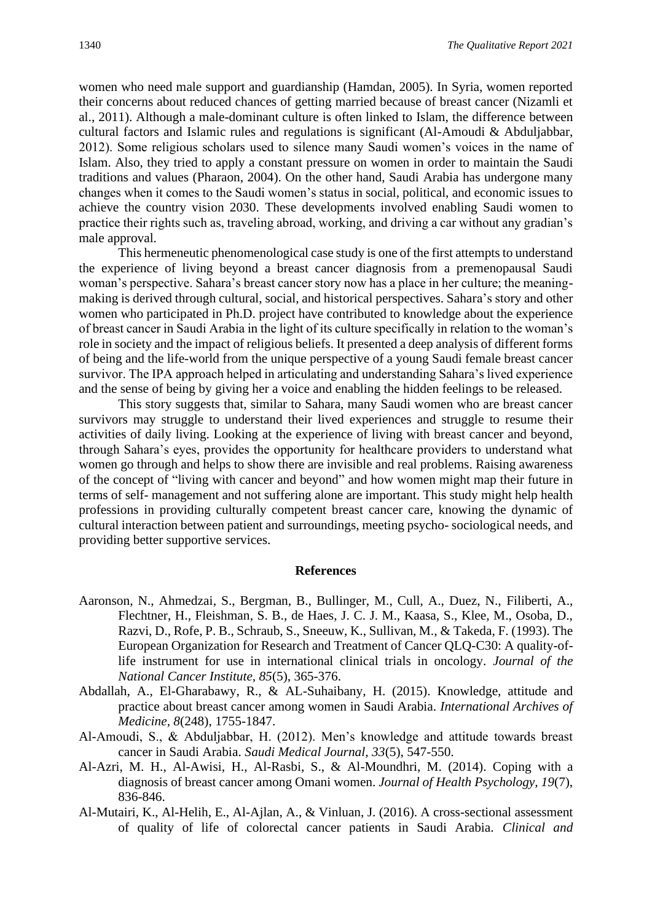women who need male support and guardianship (Hamdan, 2005). In Syria, women reported their concerns about reduced chances of getting married because of breast cancer (Nizamli et al., 2011). Although a male-dominant culture is often linked to Islam, the difference between cultural factors and Islamic rules and regulations is significant (Al-Amoudi & Abduljabbar, 2012). Some religious scholars used to silence many Saudi women's voices in the name of Islam. Also, they tried to apply a constant pressure on women in order to maintain the Saudi traditions and values (Pharaon, 2004). On the other hand, Saudi Arabia has undergone many changes when it comes to the Saudi women's status in social, political, and economic issues to achieve the country vision 2030. These developments involved enabling Saudi women to practice their rights such as, traveling abroad, working, and driving a car without any gradian's male approval.

This hermeneutic phenomenological case study is one of the first attempts to understand the experience of living beyond a breast cancer diagnosis from a premenopausal Saudi woman's perspective. Sahara's breast cancer story now has a place in her culture; the meaning-making is derived through cultural, social, and historical perspectives. Sahara's story and other women who participated in Ph.D. project have contributed to knowledge about the experience of breast cancer in Saudi Arabia in the light of its culture specifically in relation to the woman's role in society and the impact of religious beliefs. It presented a deep analysis of different forms of being and the life-world from the unique perspective of a young Saudi female breast cancer survivor. The IPA approach helped in articulating and understanding Sahara's lived experience and the sense of being by giving her a voice and enabling the hidden feelings to be released.

This story suggests that, similar to Sahara, many Saudi women who are breast cancer survivors may struggle to understand their lived experiences and struggle to resume their activities of daily living. Looking at the experience of living with breast cancer and beyond, through Sahara's eyes, provides the opportunity for healthcare providers to understand what women go through and helps to show there are invisible and real problems. Raising awareness of the concept of "living with cancer and beyond" and how women might map their future in terms of self- management and not suffering alone are important. This study might help health professions in providing culturally competent breast cancer care, knowing the dynamic of cultural interaction between patient and surroundings, meeting psycho- sociological needs, and providing better supportive services.

## References

Aaronson, N., Ahmedzai, S., Bergman, B., Bullinger, M., Cull, A., Duez, N., Filiberti, A., Flechtner, H., Fleishman, S. B., de Haes, J. C. J. M., Kaasa, S., Klee, M., Osoba, D., Razvi, D., Rofe, P. B., Schraub, S., Sneeuw, K., Sullivan, M., & Takeda, F. (1993). The European Organization for Research and Treatment of Cancer QLQ-C30: A quality-of-life instrument for use in international clinical trials in oncology. *Journal of the National Cancer Institute, 85*(5), 365-376.

Abdallah, A., El-Gharabawy, R., & AL-Suhaibany, H. (2015). Knowledge, attitude and practice about breast cancer among women in Saudi Arabia. *International Archives of Medicine, 8*(248), 1755-1847.

Al-Amoudi, S., & Abduljabbar, H. (2012). Men's knowledge and attitude towards breast cancer in Saudi Arabia. *Saudi Medical Journal, 33*(5), 547-550.

Al-Azri, M. H., Al-Awisi, H., Al-Rasbi, S., & Al-Moundhri, M. (2014). Coping with a diagnosis of breast cancer among Omani women. *Journal of Health Psychology, 19*(7), 836-846.

Al-Mutairi, K., Al-Helih, E., Al-Ajlan, A., & Vinluan, J. (2016). A cross-sectional assessment of quality of life of colorectal cancer patients in Saudi Arabia. *Clinical and*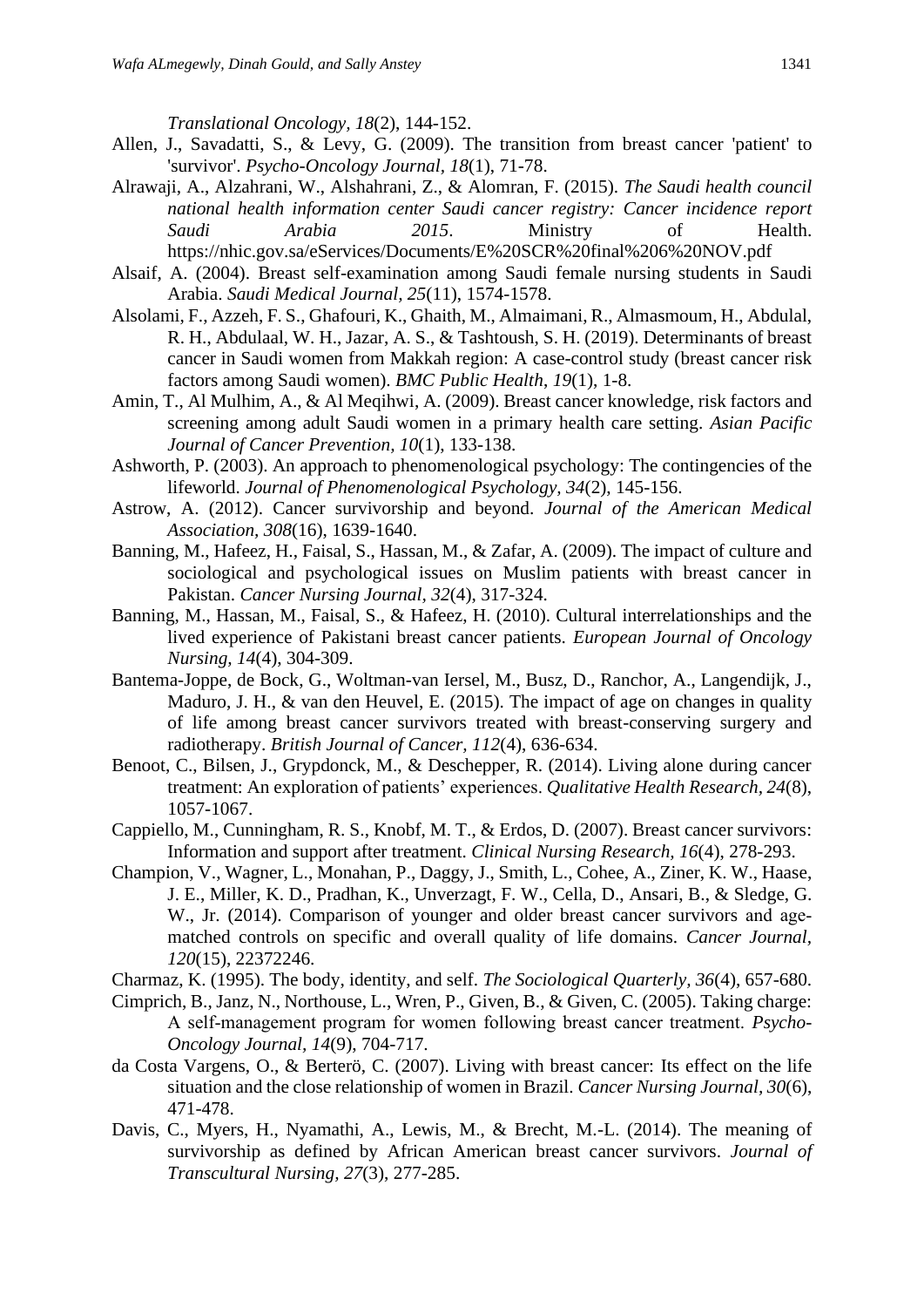*Translational Oncology, 18*(2), 144-152.

Allen, J., Savadatti, S., & Levy, G. (2009). The transition from breast cancer 'patient' to 'survivor'. *Psycho-Oncology Journal, 18*(1), 71-78.

Alrawaji, A., Alzahrani, W., Alshahrani, Z., & Alomran, F. (2015). *The Saudi health council national health information center Saudi cancer registry: Cancer incidence report Saudi Arabia 2015*. Ministry of Health. https://nhic.gov.sa/eServices/Documents/E%20SCR%20final%206%20NOV.pdf

Alsaif, A. (2004). Breast self-examination among Saudi female nursing students in Saudi Arabia. *Saudi Medical Journal, 25*(11), 1574-1578.

Alsolami, F., Azzeh, F. S., Ghafouri, K., Ghaith, M., Almaimani, R., Almasmoum, H., Abdulal, R. H., Abdulaal, W. H., Jazar, A. S., & Tashtoush, S. H. (2019). Determinants of breast cancer in Saudi women from Makkah region: A case-control study (breast cancer risk factors among Saudi women). *BMC Public Health, 19*(1), 1-8.

Amin, T., Al Mulhim, A., & Al Meqihwi, A. (2009). Breast cancer knowledge, risk factors and screening among adult Saudi women in a primary health care setting. *Asian Pacific Journal of Cancer Prevention, 10*(1), 133-138.

Ashworth, P. (2003). An approach to phenomenological psychology: The contingencies of the lifeworld. *Journal of Phenomenological Psychology, 34*(2), 145-156.

Astrow, A. (2012). Cancer survivorship and beyond. *Journal of the American Medical Association, 308*(16), 1639-1640.

Banning, M., Hafeez, H., Faisal, S., Hassan, M., & Zafar, A. (2009). The impact of culture and sociological and psychological issues on Muslim patients with breast cancer in Pakistan. *Cancer Nursing Journal, 32*(4), 317-324.

Banning, M., Hassan, M., Faisal, S., & Hafeez, H. (2010). Cultural interrelationships and the lived experience of Pakistani breast cancer patients. *European Journal of Oncology Nursing, 14*(4), 304-309.

Bantema-Joppe, de Bock, G., Woltman-van Iersel, M., Busz, D., Ranchor, A., Langendijk, J., Maduro, J. H., & van den Heuvel, E. (2015). The impact of age on changes in quality of life among breast cancer survivors treated with breast-conserving surgery and radiotherapy. *British Journal of Cancer, 112*(4), 636-634.

Benoot, C., Bilsen, J., Grypdonck, M., & Deschepper, R. (2014). Living alone during cancer treatment: An exploration of patients' experiences. *Qualitative Health Research, 24*(8), 1057-1067.

Cappiello, M., Cunningham, R. S., Knobf, M. T., & Erdos, D. (2007). Breast cancer survivors: Information and support after treatment. *Clinical Nursing Research, 16*(4), 278-293.

Champion, V., Wagner, L., Monahan, P., Daggy, J., Smith, L., Cohee, A., Ziner, K. W., Haase, J. E., Miller, K. D., Pradhan, K., Unverzagt, F. W., Cella, D., Ansari, B., & Sledge, G. W., Jr. (2014). Comparison of younger and older breast cancer survivors and age-matched controls on specific and overall quality of life domains. *Cancer Journal, 120*(15), 22372246.

Charmaz, K. (1995). The body, identity, and self. *The Sociological Quarterly, 36*(4), 657-680.

Cimprich, B., Janz, N., Northouse, L., Wren, P., Given, B., & Given, C. (2005). Taking charge: A self-management program for women following breast cancer treatment. *Psycho-Oncology Journal, 14*(9), 704-717.

da Costa Vargens, O., & Berterö, C. (2007). Living with breast cancer: Its effect on the life situation and the close relationship of women in Brazil. *Cancer Nursing Journal, 30*(6), 471-478.

Davis, C., Myers, H., Nyamathi, A., Lewis, M., & Brecht, M.-L. (2014). The meaning of survivorship as defined by African American breast cancer survivors. *Journal of Transcultural Nursing, 27*(3), 277-285.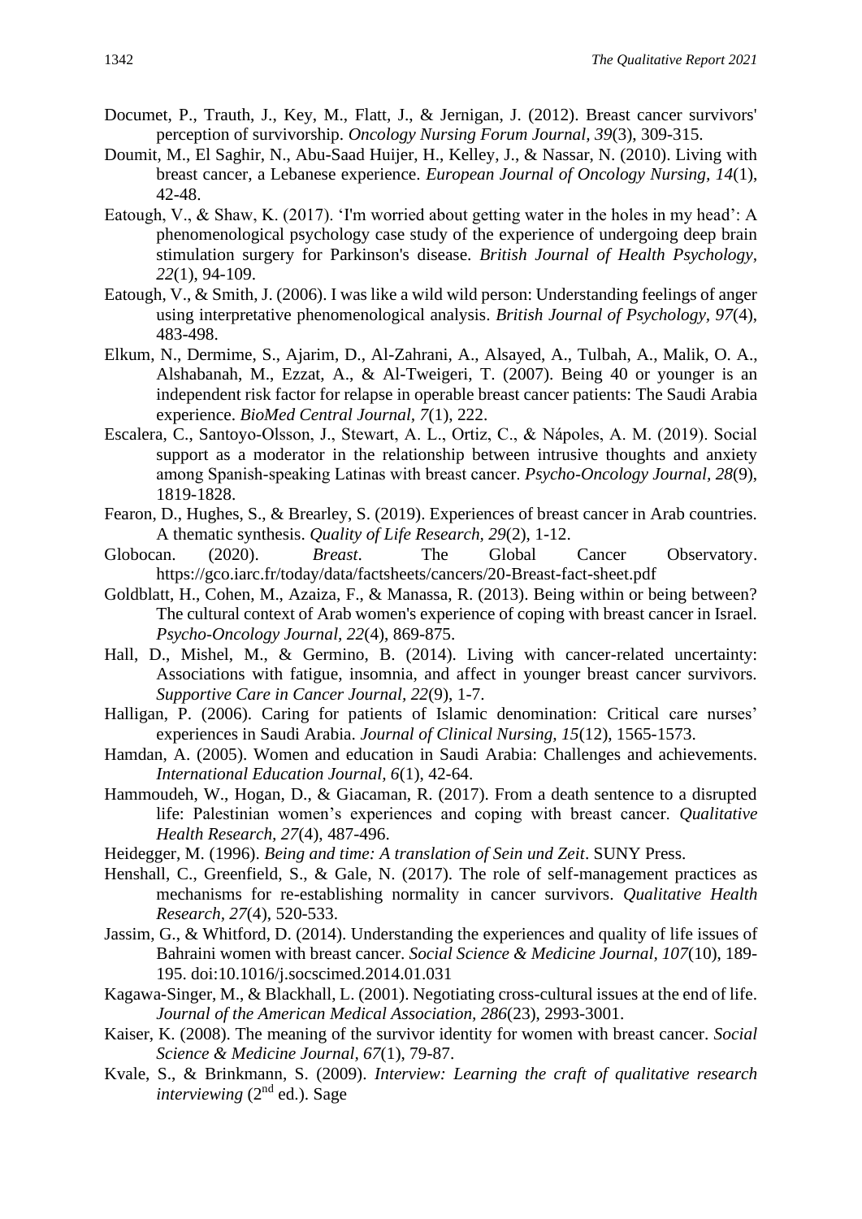Documet, P., Trauth, J., Key, M., Flatt, J., & Jernigan, J. (2012). Breast cancer survivors' perception of survivorship. *Oncology Nursing Forum Journal, 39*(3), 309-315.

Doumit, M., El Saghir, N., Abu-Saad Huijer, H., Kelley, J., & Nassar, N. (2010). Living with breast cancer, a Lebanese experience. *European Journal of Oncology Nursing, 14*(1), 42-48.

Eatough, V., & Shaw, K. (2017). 'I'm worried about getting water in the holes in my head': A phenomenological psychology case study of the experience of undergoing deep brain stimulation surgery for Parkinson's disease. *British Journal of Health Psychology, 22*(1), 94-109.

Eatough, V., & Smith, J. (2006). I was like a wild wild person: Understanding feelings of anger using interpretative phenomenological analysis. *British Journal of Psychology, 97*(4), 483-498.

Elkum, N., Dermime, S., Ajarim, D., Al-Zahrani, A., Alsayed, A., Tulbah, A., Malik, O. A., Alshabanah, M., Ezzat, A., & Al-Tweigeri, T. (2007). Being 40 or younger is an independent risk factor for relapse in operable breast cancer patients: The Saudi Arabia experience. *BioMed Central Journal, 7*(1), 222.

Escalera, C., Santoyo-Olsson, J., Stewart, A. L., Ortiz, C., & Nápoles, A. M. (2019). Social support as a moderator in the relationship between intrusive thoughts and anxiety among Spanish-speaking Latinas with breast cancer. *Psycho-Oncology Journal, 28*(9), 1819-1828.

Fearon, D., Hughes, S., & Brearley, S. (2019). Experiences of breast cancer in Arab countries. A thematic synthesis. *Quality of Life Research, 29*(2), 1-12.

Globocan. (2020). *Breast*. The Global Cancer Observatory. https://gco.iarc.fr/today/data/factsheets/cancers/20-Breast-fact-sheet.pdf

Goldblatt, H., Cohen, M., Azaiza, F., & Manassa, R. (2013). Being within or being between? The cultural context of Arab women's experience of coping with breast cancer in Israel. *Psycho-Oncology Journal, 22*(4), 869-875.

Hall, D., Mishel, M., & Germino, B. (2014). Living with cancer-related uncertainty: Associations with fatigue, insomnia, and affect in younger breast cancer survivors. *Supportive Care in Cancer Journal, 22*(9), 1-7.

Halligan, P. (2006). Caring for patients of Islamic denomination: Critical care nurses' experiences in Saudi Arabia. *Journal of Clinical Nursing, 15*(12), 1565-1573.

Hamdan, A. (2005). Women and education in Saudi Arabia: Challenges and achievements. *International Education Journal, 6*(1), 42-64.

Hammoudeh, W., Hogan, D., & Giacaman, R. (2017). From a death sentence to a disrupted life: Palestinian women's experiences and coping with breast cancer. *Qualitative Health Research, 27*(4), 487-496.

Heidegger, M. (1996). *Being and time: A translation of Sein und Zeit*. SUNY Press.

Henshall, C., Greenfield, S., & Gale, N. (2017). The role of self-management practices as mechanisms for re-establishing normality in cancer survivors. *Qualitative Health Research, 27*(4), 520-533.

Jassim, G., & Whitford, D. (2014). Understanding the experiences and quality of life issues of Bahraini women with breast cancer. *Social Science & Medicine Journal, 107*(10), 189-195. doi:10.1016/j.socscimed.2014.01.031

Kagawa-Singer, M., & Blackhall, L. (2001). Negotiating cross-cultural issues at the end of life. *Journal of the American Medical Association, 286*(23), 2993-3001.

Kaiser, K. (2008). The meaning of the survivor identity for women with breast cancer. *Social Science & Medicine Journal, 67*(1), 79-87.

Kvale, S., & Brinkmann, S. (2009). *Interview: Learning the craft of qualitative research interviewing* (2nd ed.). Sage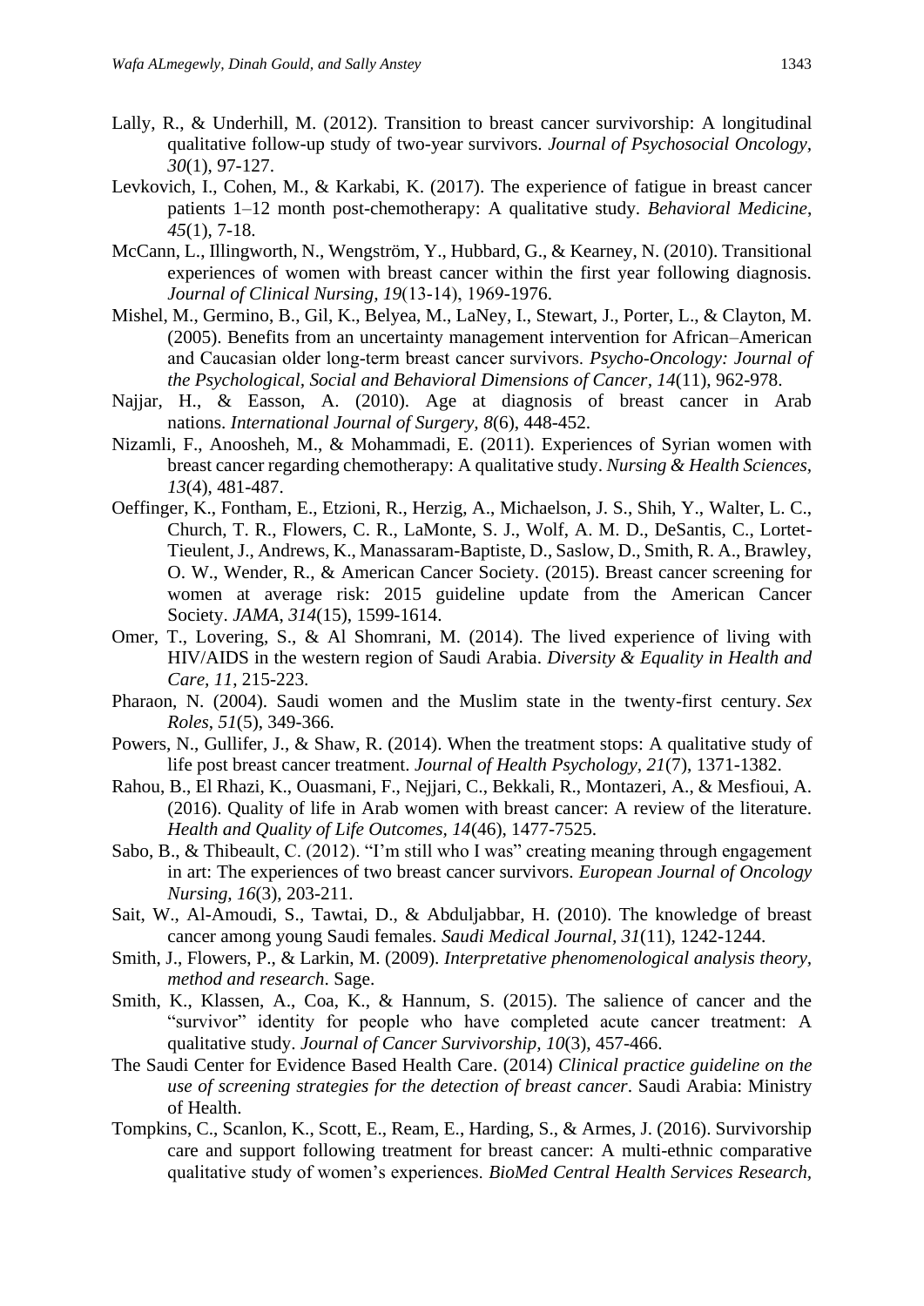Lally, R., & Underhill, M. (2012). Transition to breast cancer survivorship: A longitudinal qualitative follow-up study of two-year survivors. *Journal of Psychosocial Oncology*, *30*(1), 97-127.

Levkovich, I., Cohen, M., & Karkabi, K. (2017). The experience of fatigue in breast cancer patients 1–12 month post-chemotherapy: A qualitative study. *Behavioral Medicine*, *45*(1), 7-18.

McCann, L., Illingworth, N., Wengström, Y., Hubbard, G., & Kearney, N. (2010). Transitional experiences of women with breast cancer within the first year following diagnosis. *Journal of Clinical Nursing, 19*(13-14), 1969-1976.

Mishel, M., Germino, B., Gil, K., Belyea, M., LaNey, I., Stewart, J., Porter, L., & Clayton, M. (2005). Benefits from an uncertainty management intervention for African–American and Caucasian older long-term breast cancer survivors. *Psycho-Oncology: Journal of the Psychological, Social and Behavioral Dimensions of Cancer, 14*(11), 962-978.

Najjar, H., & Easson, A. (2010). Age at diagnosis of breast cancer in Arab nations. *International Journal of Surgery, 8*(6), 448-452.

Nizamli, F., Anoosheh, M., & Mohammadi, E. (2011). Experiences of Syrian women with breast cancer regarding chemotherapy: A qualitative study. *Nursing & Health Sciences*, *13*(4), 481-487.

Oeffinger, K., Fontham, E., Etzioni, R., Herzig, A., Michaelson, J. S., Shih, Y., Walter, L. C., Church, T. R., Flowers, C. R., LaMonte, S. J., Wolf, A. M. D., DeSantis, C., Lortet-Tieulent, J., Andrews, K., Manassaram-Baptiste, D., Saslow, D., Smith, R. A., Brawley, O. W., Wender, R., & American Cancer Society. (2015). Breast cancer screening for women at average risk: 2015 guideline update from the American Cancer Society. *JAMA*, *314*(15), 1599-1614.

Omer, T., Lovering, S., & Al Shomrani, M. (2014). The lived experience of living with HIV/AIDS in the western region of Saudi Arabia. *Diversity & Equality in Health and Care*, *11*, 215-223.

Pharaon, N. (2004). Saudi women and the Muslim state in the twenty-first century. *Sex Roles*, *51*(5), 349-366.

Powers, N., Gullifer, J., & Shaw, R. (2014). When the treatment stops: A qualitative study of life post breast cancer treatment. *Journal of Health Psychology, 21*(7), 1371-1382.

Rahou, B., El Rhazi, K., Ouasmani, F., Nejjari, C., Bekkali, R., Montazeri, A., & Mesfioui, A. (2016). Quality of life in Arab women with breast cancer: A review of the literature. *Health and Quality of Life Outcomes, 14*(46), 1477-7525.

Sabo, B., & Thibeault, C. (2012). "I'm still who I was" creating meaning through engagement in art: The experiences of two breast cancer survivors. *European Journal of Oncology Nursing, 16*(3), 203-211.

Sait, W., Al-Amoudi, S., Tawtai, D., & Abduljabbar, H. (2010). The knowledge of breast cancer among young Saudi females. *Saudi Medical Journal*, *31*(11), 1242-1244.

Smith, J., Flowers, P., & Larkin, M. (2009). *Interpretative phenomenological analysis theory, method and research*. Sage.

Smith, K., Klassen, A., Coa, K., & Hannum, S. (2015). The salience of cancer and the "survivor" identity for people who have completed acute cancer treatment: A qualitative study. *Journal of Cancer Survivorship, 10*(3), 457-466.

The Saudi Center for Evidence Based Health Care. (2014) *Clinical practice guideline on the use of screening strategies for the detection of breast cancer*. Saudi Arabia: Ministry of Health.

Tompkins, C., Scanlon, K., Scott, E., Ream, E., Harding, S., & Armes, J. (2016). Survivorship care and support following treatment for breast cancer: A multi-ethnic comparative qualitative study of women's experiences. *BioMed Central Health Services Research,*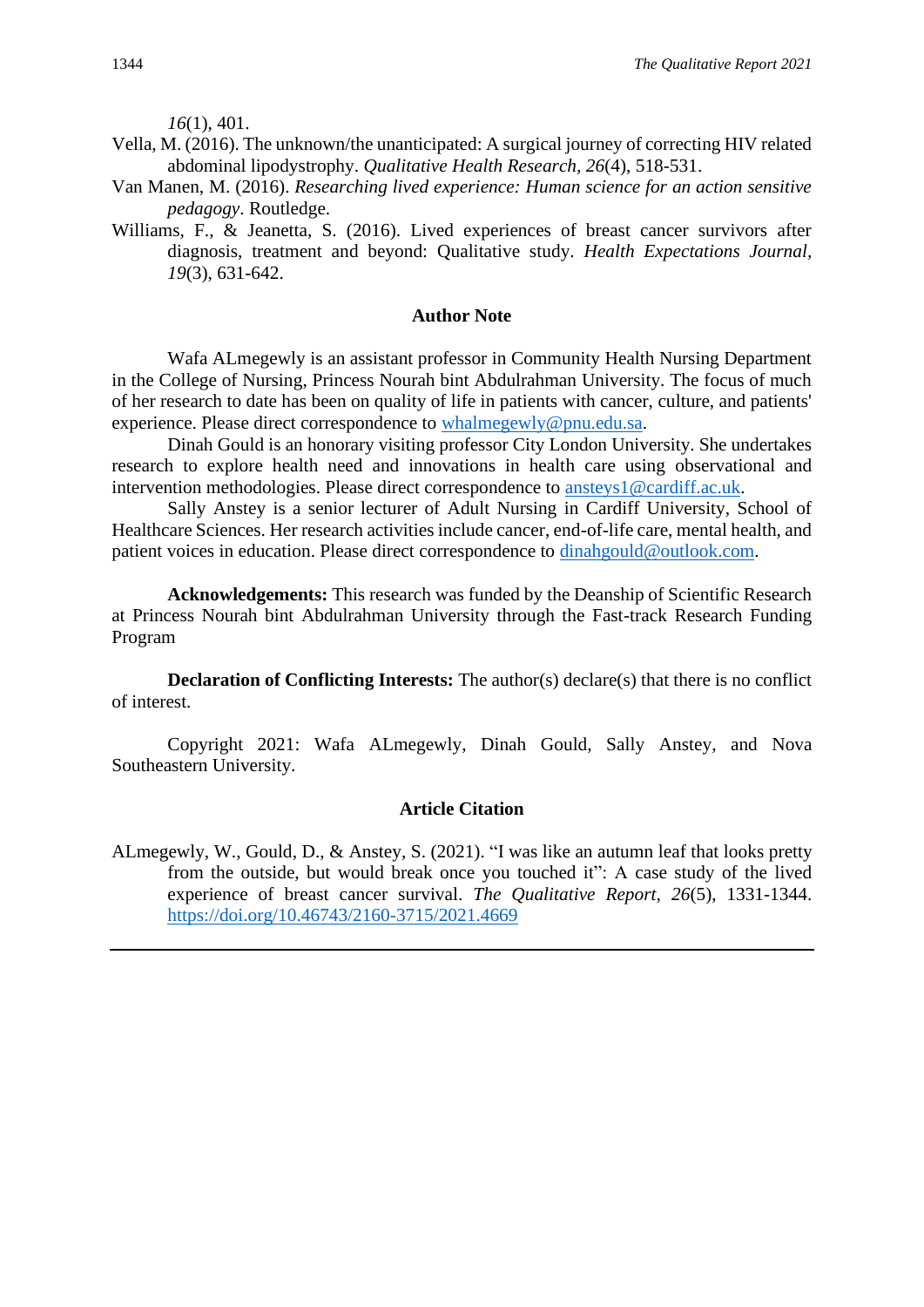*16*(1), 401.

Vella, M. (2016). The unknown/the unanticipated: A surgical journey of correcting HIV related abdominal lipodystrophy. *Qualitative Health Research, 26*(4), 518-531.

Van Manen, M. (2016). *Researching lived experience: Human science for an action sensitive pedagogy*. Routledge.

Williams, F., & Jeanetta, S. (2016). Lived experiences of breast cancer survivors after diagnosis, treatment and beyond: Qualitative study. *Health Expectations Journal, 19*(3), 631-642.

## Author Note

Wafa ALmegewly is an assistant professor in Community Health Nursing Department in the College of Nursing, Princess Nourah bint Abdulrahman University. The focus of much of her research to date has been on quality of life in patients with cancer, culture, and patients' experience. Please direct correspondence to whalmegewly@pnu.edu.sa.

Dinah Gould is an honorary visiting professor City London University. She undertakes research to explore health need and innovations in health care using observational and intervention methodologies. Please direct correspondence to ansteys1@cardiff.ac.uk.

Sally Anstey is a senior lecturer of Adult Nursing in Cardiff University, School of Healthcare Sciences. Her research activities include cancer, end-of-life care, mental health, and patient voices in education. Please direct correspondence to dinahgould@outlook.com.

**Acknowledgements:** This research was funded by the Deanship of Scientific Research at Princess Nourah bint Abdulrahman University through the Fast-track Research Funding Program

**Declaration of Conflicting Interests:** The author(s) declare(s) that there is no conflict of interest.

Copyright 2021: Wafa ALmegewly, Dinah Gould, Sally Anstey, and Nova Southeastern University.

## Article Citation

ALmegewly, W., Gould, D., & Anstey, S. (2021). "I was like an autumn leaf that looks pretty from the outside, but would break once you touched it": A case study of the lived experience of breast cancer survival. *The Qualitative Report, 26*(5), 1331-1344. https://doi.org/10.46743/2160-3715/2021.4669